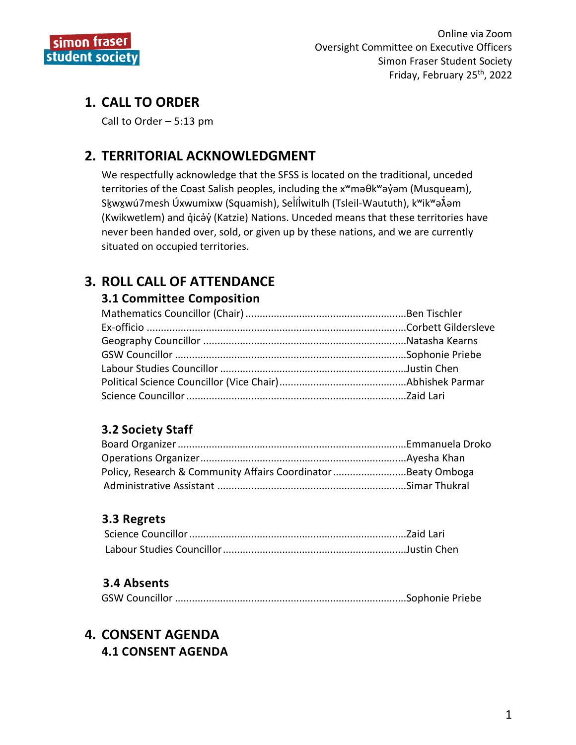Online via Zoom
Oversight Committee on Executive Officers
Simon Fraser Student Society
Friday, February 25th, 2022

## 1. CALL TO ORDER

Call to Order – 5:13 pm

## 2. TERRITORIAL ACKNOWLEDGMENT

We respectfully acknowledge that the SFSS is located on the traditional, unceded territories of the Coast Salish peoples, including the xʷməθkʷəy̓əm (Musqueam), Sḵwx̱wú7mesh Úxwumixw (Squamish), Sel̓íl̓witulh (Tsleil-Waututh), kʷikʷəƛ̓əm (Kwikwetlem) and q̓icə̓y̓ (Katzie) Nations. Unceded means that these territories have never been handed over, sold, or given up by these nations, and we are currently situated on occupied territories.

## 3. ROLL CALL OF ATTENDANCE

### 3.1 Committee Composition

Mathematics Councillor (Chair) ........................................................Ben Tischler
Ex-officio ..........................................................................................Corbett Gildersleve
Geography Councillor ......................................................................Natasha Kearns
GSW Councillor ................................................................................Sophonie Priebe
Labour Studies Councillor ................................................................Justin Chen
Political Science Councillor (Vice Chair)............................................Abhishek Parmar
Science Councillor ............................................................................Zaid Lari

### 3.2 Society Staff

Board Organizer ...............................................................................Emmanuela Droko
Operations Organizer........................................................................Ayesha Khan
Policy, Research & Community Affairs Coordinator .........................Beaty Omboga
Administrative Assistant ..................................................................Simar Thukral

### 3.3 Regrets

Science Councillor ............................................................................Zaid Lari
Labour Studies Councillor ................................................................Justin Chen

### 3.4 Absents

GSW Councillor ................................................................................Sophonie Priebe

## 4. CONSENT AGENDA

### 4.1 CONSENT AGENDA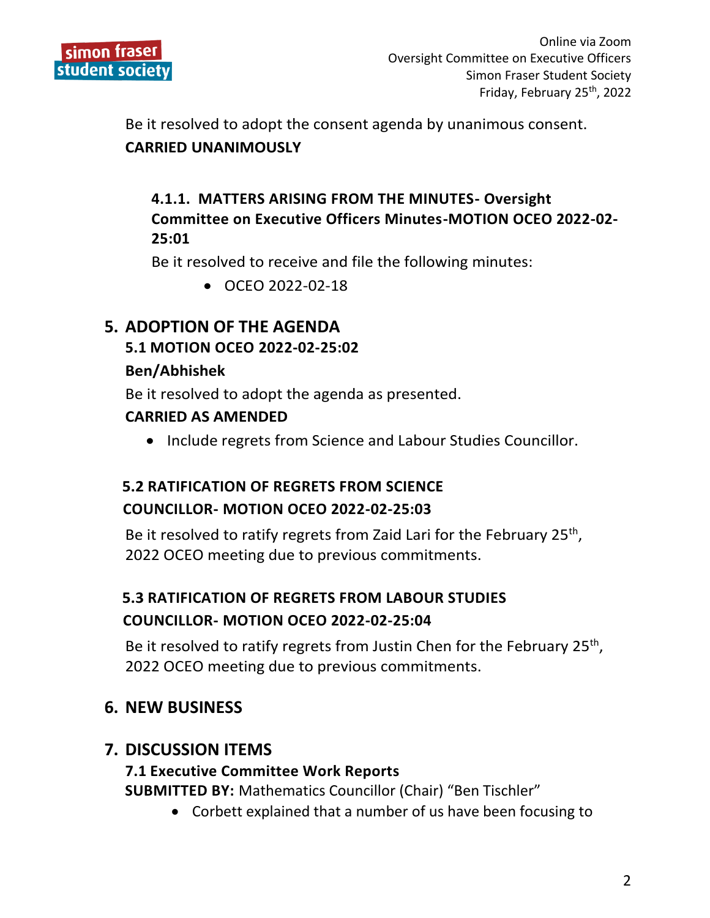Be it resolved to adopt the consent agenda by unanimous consent.

**CARRIED UNANIMOUSLY**

#### 4.1.1. MATTERS ARISING FROM THE MINUTES- Oversight Committee on Executive Officers Minutes-MOTION OCEO 2022-02-25:01

Be it resolved to receive and file the following minutes:

- OCEO 2022-02-18

## 5. ADOPTION OF THE AGENDA

### 5.1 MOTION OCEO 2022-02-25:02

**Ben/Abhishek**

Be it resolved to adopt the agenda as presented.

**CARRIED AS AMENDED**

- Include regrets from Science and Labour Studies Councillor.

### 5.2 RATIFICATION OF REGRETS FROM SCIENCE COUNCILLOR- MOTION OCEO 2022-02-25:03

Be it resolved to ratify regrets from Zaid Lari for the February 25th, 2022 OCEO meeting due to previous commitments.

### 5.3 RATIFICATION OF REGRETS FROM LABOUR STUDIES COUNCILLOR- MOTION OCEO 2022-02-25:04

Be it resolved to ratify regrets from Justin Chen for the February 25th, 2022 OCEO meeting due to previous commitments.

## 6. NEW BUSINESS

## 7. DISCUSSION ITEMS

### 7.1 Executive Committee Work Reports

**SUBMITTED BY:** Mathematics Councillor (Chair) "Ben Tischler"

- Corbett explained that a number of us have been focusing to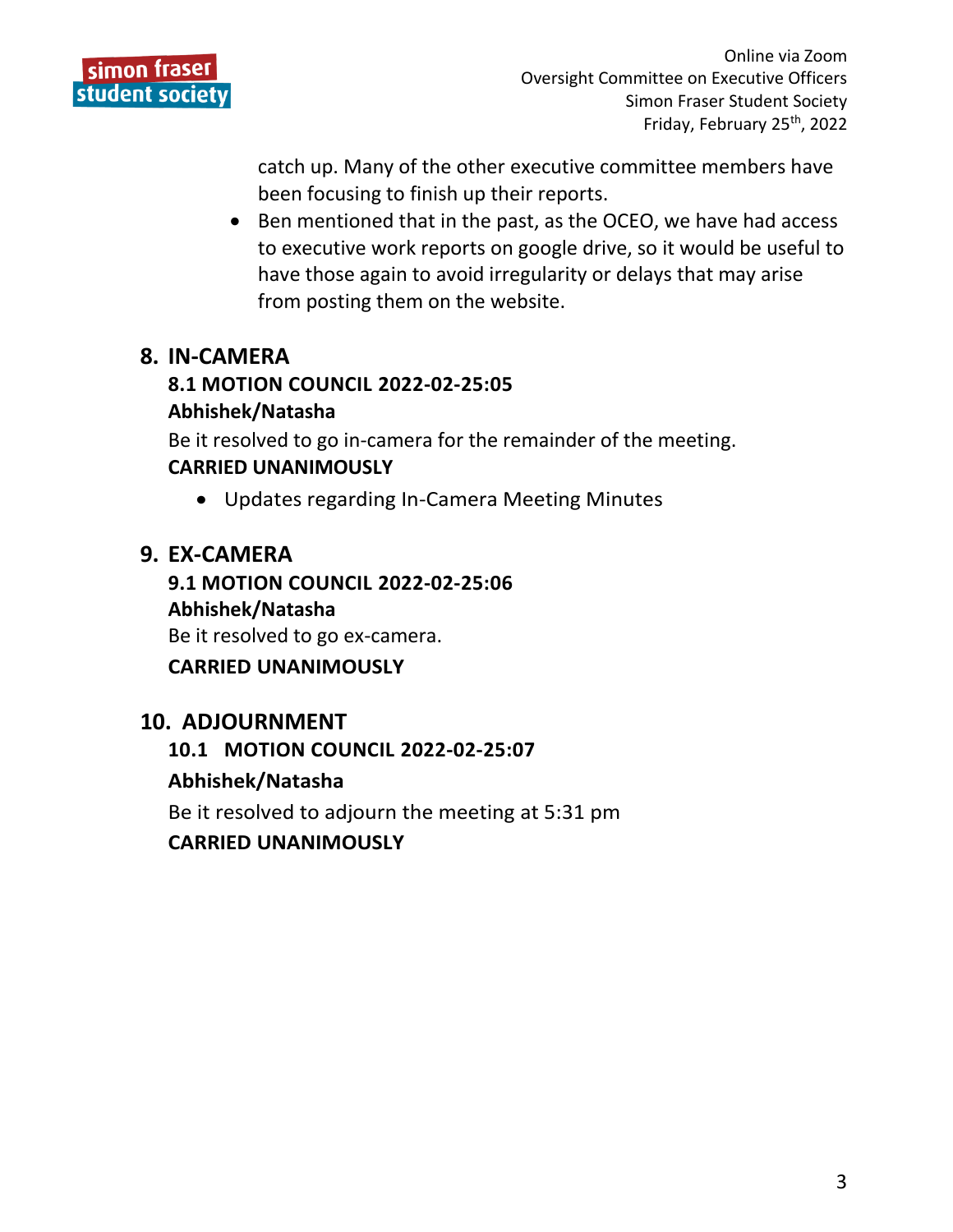catch up. Many of the other executive committee members have been focusing to finish up their reports.

- Ben mentioned that in the past, as the OCEO, we have had access to executive work reports on google drive, so it would be useful to have those again to avoid irregularity or delays that may arise from posting them on the website.

## 8. IN-CAMERA

**8.1 MOTION COUNCIL 2022-02-25:05**

**Abhishek/Natasha**

Be it resolved to go in-camera for the remainder of the meeting.

**CARRIED UNANIMOUSLY**

- Updates regarding In-Camera Meeting Minutes

## 9. EX-CAMERA

**9.1 MOTION COUNCIL 2022-02-25:06**

**Abhishek/Natasha**

Be it resolved to go ex-camera.

**CARRIED UNANIMOUSLY**

## 10. ADJOURNMENT

**10.1 MOTION COUNCIL 2022-02-25:07**

**Abhishek/Natasha**

Be it resolved to adjourn the meeting at 5:31 pm

**CARRIED UNANIMOUSLY**